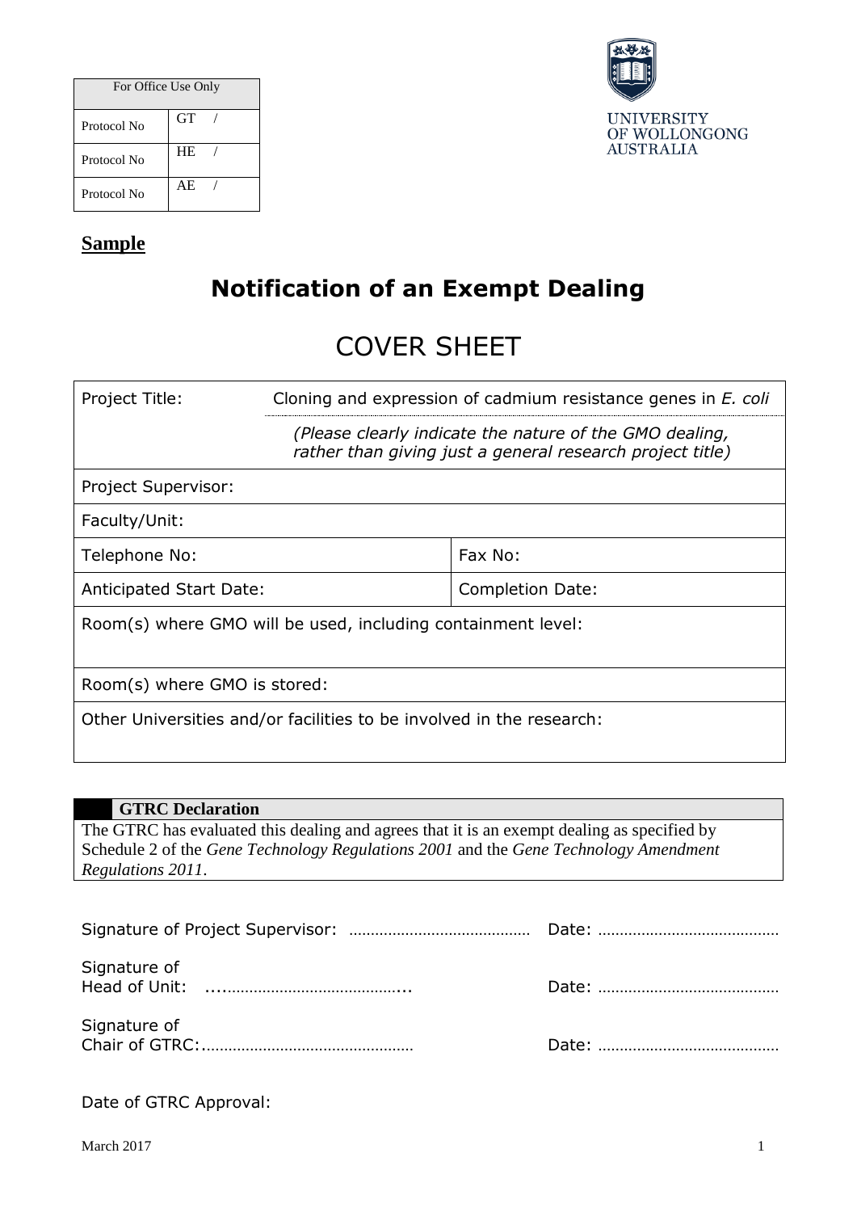| For Office Use Only | |
|---|---|
| Protocol No | GT / |
| Protocol No | HE / |
| Protocol No | AE / |

UNIVERSITY OF WOLLONGONG AUSTRALIA

**Sample**

# Notification of an Exempt Dealing

## COVER SHEET

| Project Title: | Cloning and expression of cadmium resistance genes in *E. coli* |
|---|---|
| | *(Please clearly indicate the nature of the GMO dealing, rather than giving just a general research project title)* |
| Project Supervisor: | |
| Faculty/Unit: | |
| Telephone No: | Fax No: |
| Anticipated Start Date: | Completion Date: |
| Room(s) where GMO will be used, including containment level: | |
| Room(s) where GMO is stored: | |
| Other Universities and/or facilities to be involved in the research: | |

**GTRC Declaration**

The GTRC has evaluated this dealing and agrees that it is an exempt dealing as specified by Schedule 2 of the *Gene Technology Regulations 2001* and the *Gene Technology Amendment Regulations 2011*.

Signature of Project Supervisor: ………………………………… Date: …………………………………

Signature of Head of Unit: ....………………………………... Date: …………………………………

Signature of Chair of GTRC:………………………………………… Date: …………………………………

Date of GTRC Approval:

March 2017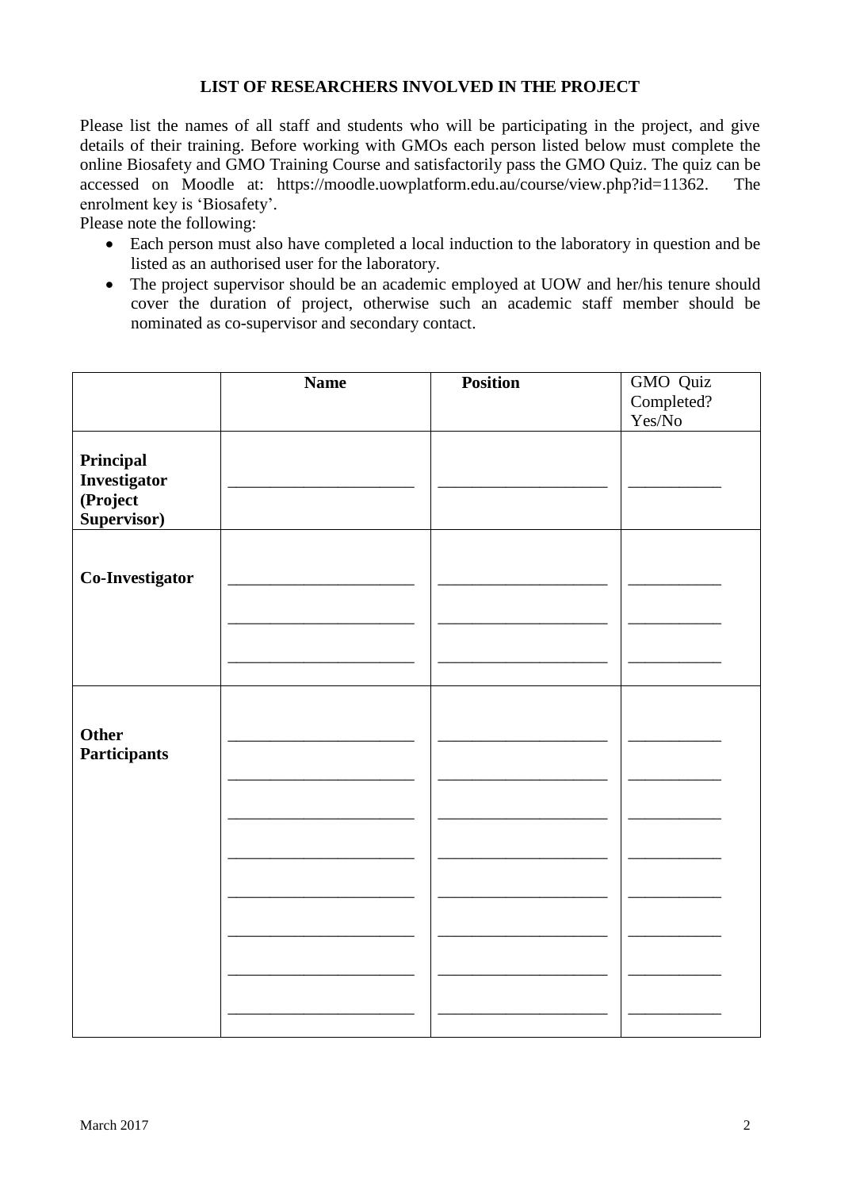## LIST OF RESEARCHERS INVOLVED IN THE PROJECT

Please list the names of all staff and students who will be participating in the project, and give details of their training. Before working with GMOs each person listed below must complete the online Biosafety and GMO Training Course and satisfactorily pass the GMO Quiz. The quiz can be accessed on Moodle at: https://moodle.uowplatform.edu.au/course/view.php?id=11362. The enrolment key is 'Biosafety'.

Please note the following:

- Each person must also have completed a local induction to the laboratory in question and be listed as an authorised user for the laboratory.
- The project supervisor should be an academic employed at UOW and her/his tenure should cover the duration of project, otherwise such an academic staff member should be nominated as co-supervisor and secondary contact.

| | **Name** | **Position** | GMO Quiz Completed? Yes/No |
|---|---|---|---|
| **Principal Investigator (Project Supervisor)** | ______________________ | ____________________ | ___________ |
| **Co-Investigator** | ______________________ | ____________________ | ___________ |
| | ______________________ | ____________________ | ___________ |
| | ______________________ | ____________________ | ___________ |
| **Other Participants** | ______________________ | ____________________ | ___________ |
| | ______________________ | ____________________ | ___________ |
| | ______________________ | ____________________ | ___________ |
| | ______________________ | ____________________ | ___________ |
| | ______________________ | ____________________ | ___________ |
| | ______________________ | ____________________ | ___________ |
| | ______________________ | ____________________ | ___________ |
| | ______________________ | ____________________ | ___________ |

March 2017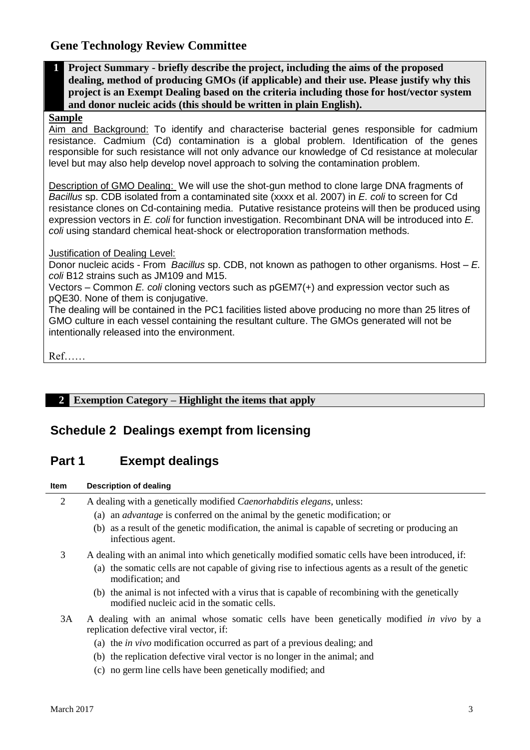## Gene Technology Review Committee

**1 Project Summary - briefly describe the project, including the aims of the proposed dealing, method of producing GMOs (if applicable) and their use. Please justify why this project is an Exempt Dealing based on the criteria including those for host/vector system and donor nucleic acids (this should be written in plain English).**

**Sample**

Aim and Background: To identify and characterise bacterial genes responsible for cadmium resistance. Cadmium (Cd) contamination is a global problem. Identification of the genes responsible for such resistance will not only advance our knowledge of Cd resistance at molecular level but may also help develop novel approach to solving the contamination problem.

Description of GMO Dealing: We will use the shot-gun method to clone large DNA fragments of *Bacillus* sp. CDB isolated from a contaminated site (xxxx et al. 2007) in *E. coli* to screen for Cd resistance clones on Cd-containing media. Putative resistance proteins will then be produced using expression vectors in *E. coli* for function investigation. Recombinant DNA will be introduced into *E. coli* using standard chemical heat-shock or electroporation transformation methods.

Justification of Dealing Level:

Donor nucleic acids - From *Bacillus* sp. CDB, not known as pathogen to other organisms. Host – *E. coli* B12 strains such as JM109 and M15.

Vectors – Common *E. coli* cloning vectors such as pGEM7(+) and expression vector such as pQE30. None of them is conjugative.

The dealing will be contained in the PC1 facilities listed above producing no more than 25 litres of GMO culture in each vessel containing the resultant culture. The GMOs generated will not be intentionally released into the environment.

Ref……

**2 Exemption Category – Highlight the items that apply**

## Schedule 2 Dealings exempt from licensing

## Part 1 Exempt dealings

| Item | Description of dealing |
|---|---|
| 2 | A dealing with a genetically modified *Caenorhabditis elegans*, unless:<br>(a) an *advantage* is conferred on the animal by the genetic modification; or<br>(b) as a result of the genetic modification, the animal is capable of secreting or producing an infectious agent. |
| 3 | A dealing with an animal into which genetically modified somatic cells have been introduced, if:<br>(a) the somatic cells are not capable of giving rise to infectious agents as a result of the genetic modification; and<br>(b) the animal is not infected with a virus that is capable of recombining with the genetically modified nucleic acid in the somatic cells. |
| 3A | A dealing with an animal whose somatic cells have been genetically modified *in vivo* by a replication defective viral vector, if:<br>(a) the *in vivo* modification occurred as part of a previous dealing; and<br>(b) the replication defective viral vector is no longer in the animal; and<br>(c) no germ line cells have been genetically modified; and |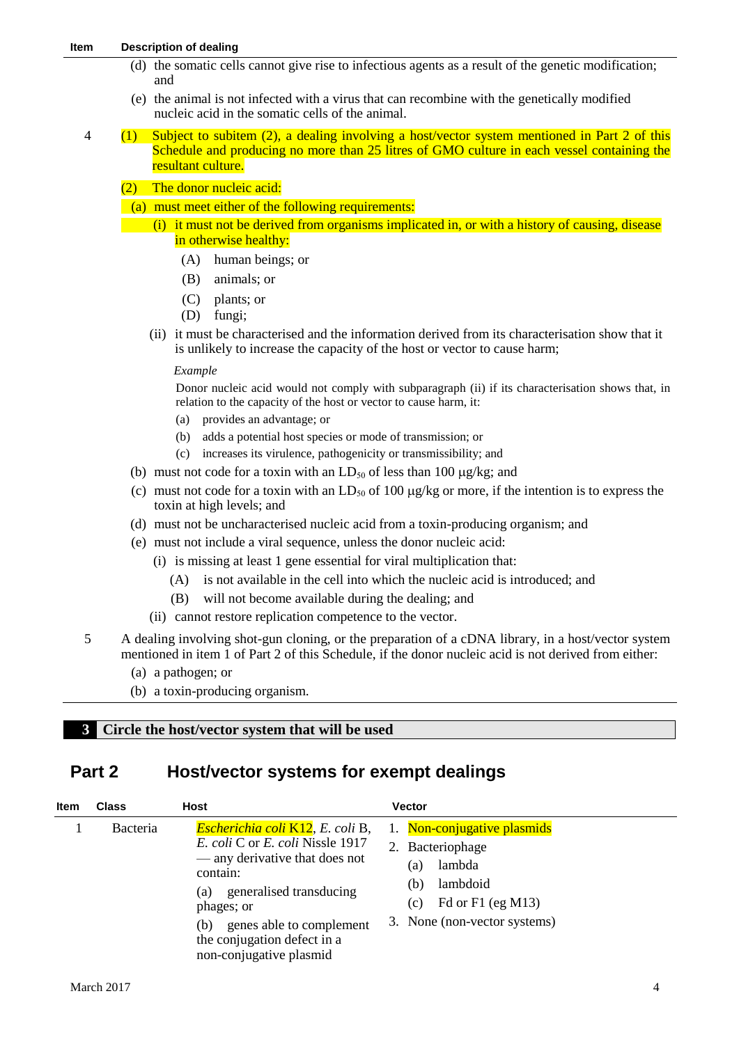| Item | Description of dealing |
|---|---|
| | (d) the somatic cells cannot give rise to infectious agents as a result of the genetic modification; and |
| | (e) the animal is not infected with a virus that can recombine with the genetically modified nucleic acid in the somatic cells of the animal. |
| 4 | (1) Subject to subitem (2), a dealing involving a host/vector system mentioned in Part 2 of this Schedule and producing no more than 25 litres of GMO culture in each vessel containing the resultant culture. |
| | (2) The donor nucleic acid: |
| | (a) must meet either of the following requirements: |
| | (i) it must not be derived from organisms implicated in, or with a history of causing, disease in otherwise healthy: (A) human beings; or (B) animals; or (C) plants; or (D) fungi; |
| | (ii) it must be characterised and the information derived from its characterisation show that it is unlikely to increase the capacity of the host or vector to cause harm; *Example* Donor nucleic acid would not comply with subparagraph (ii) if its characterisation shows that, in relation to the capacity of the host or vector to cause harm, it: (a) provides an advantage; or (b) adds a potential host species or mode of transmission; or (c) increases its virulence, pathogenicity or transmissibility; and |
| | (b) must not code for a toxin with an $LD_{50}$ of less than 100 µg/kg; and |
| | (c) must not code for a toxin with an $LD_{50}$ of 100 µg/kg or more, if the intention is to express the toxin at high levels; and |
| | (d) must not be uncharacterised nucleic acid from a toxin-producing organism; and |
| | (e) must not include a viral sequence, unless the donor nucleic acid: (i) is missing at least 1 gene essential for viral multiplication that: (A) is not available in the cell into which the nucleic acid is introduced; and (B) will not become available during the dealing; and (ii) cannot restore replication competence to the vector. |
| 5 | A dealing involving shot-gun cloning, or the preparation of a cDNA library, in a host/vector system mentioned in item 1 of Part 2 of this Schedule, if the donor nucleic acid is not derived from either: (a) a pathogen; or (b) a toxin-producing organism. |

## 3 Circle the host/vector system that will be used

## Part 2 Host/vector systems for exempt dealings

| Item | Class | Host | Vector |
|---|---|---|---|
| 1 | Bacteria | *Escherichia coli* K12, *E. coli* B, *E. coli* C or *E. coli* Nissle 1917 — any derivative that does not contain: (a) generalised transducing phages; or (b) genes able to complement the conjugation defect in a non-conjugative plasmid | 1. Non-conjugative plasmids<br>2. Bacteriophage (a) lambda (b) lambdoid (c) Fd or F1 (eg M13)<br>3. None (non-vector systems) |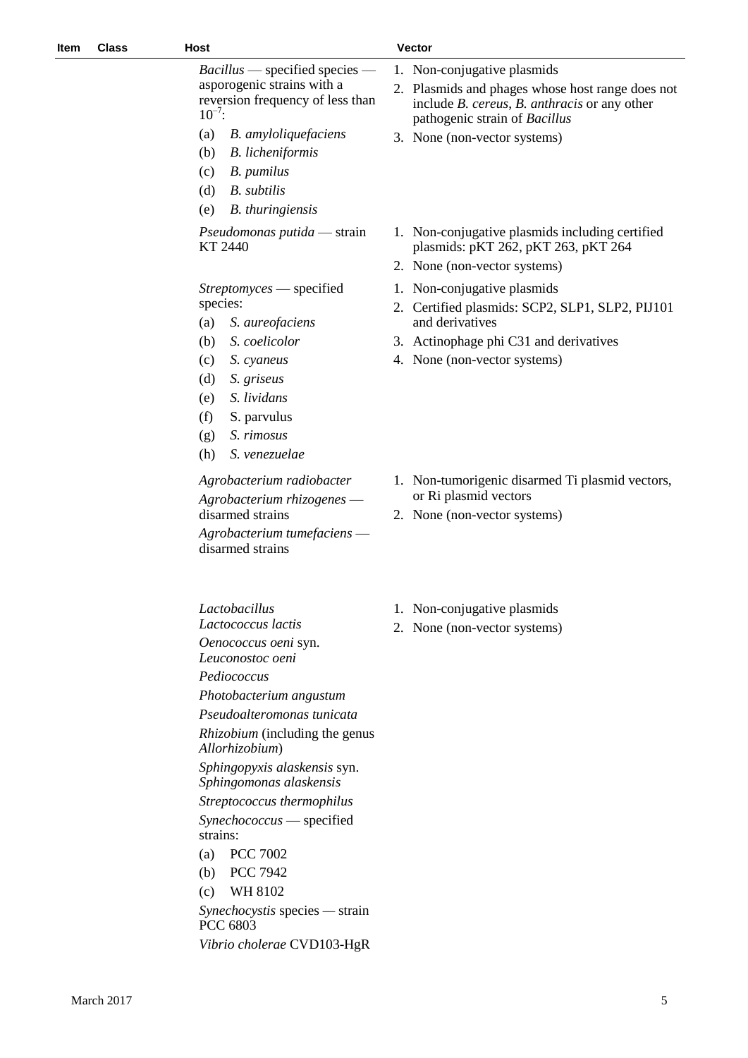| Item | Class | Host | Vector |
| --- | --- | --- | --- |
| | | *Bacillus* — specified species — asporogenic strains with a reversion frequency of less than $10^{-7}$:<br>(a) *B. amyloliquefaciens*<br>(b) *B. licheniformis*<br>(c) *B. pumilus*<br>(d) *B. subtilis*<br>(e) *B. thuringiensis* | 1. Non-conjugative plasmids<br>2. Plasmids and phages whose host range does not include *B. cereus*, *B. anthracis* or any other pathogenic strain of *Bacillus*<br>3. None (non-vector systems) |
| | | *Pseudomonas putida* — strain KT 2440 | 1. Non-conjugative plasmids including certified plasmids: pKT 262, pKT 263, pKT 264<br>2. None (non-vector systems) |
| | | *Streptomyces* — specified species:<br>(a) *S. aureofaciens*<br>(b) *S. coelicolor*<br>(c) *S. cyaneus*<br>(d) *S. griseus*<br>(e) *S. lividans*<br>(f) S. parvulus<br>(g) *S. rimosus*<br>(h) *S. venezuelae* | 1. Non-conjugative plasmids<br>2. Certified plasmids: SCP2, SLP1, SLP2, PIJ101 and derivatives<br>3. Actinophage phi C31 and derivatives<br>4. None (non-vector systems) |
| | | *Agrobacterium radiobacter*<br>*Agrobacterium rhizogenes* — disarmed strains<br>*Agrobacterium tumefaciens* — disarmed strains | 1. Non-tumorigenic disarmed Ti plasmid vectors, or Ri plasmid vectors<br>2. None (non-vector systems) |
| | | *Lactobacillus*<br>*Lactococcus lactis*<br>*Oenococcus oeni* syn. *Leuconostoc oeni*<br>*Pediococcus*<br>*Photobacterium angustum*<br>*Pseudoalteromonas tunicata*<br>*Rhizobium* (including the genus *Allorhizobium*)<br>*Sphingopyxis alaskensis* syn. *Sphingomonas alaskensis*<br>*Streptococcus thermophilus*<br>*Synechococcus* — specified strains:<br>(a) PCC 7002<br>(b) PCC 7942<br>(c) WH 8102<br>*Synechocystis* species — strain PCC 6803<br>*Vibrio cholerae* CVD103-HgR | 1. Non-conjugative plasmids<br>2. None (non-vector systems) |

March 2017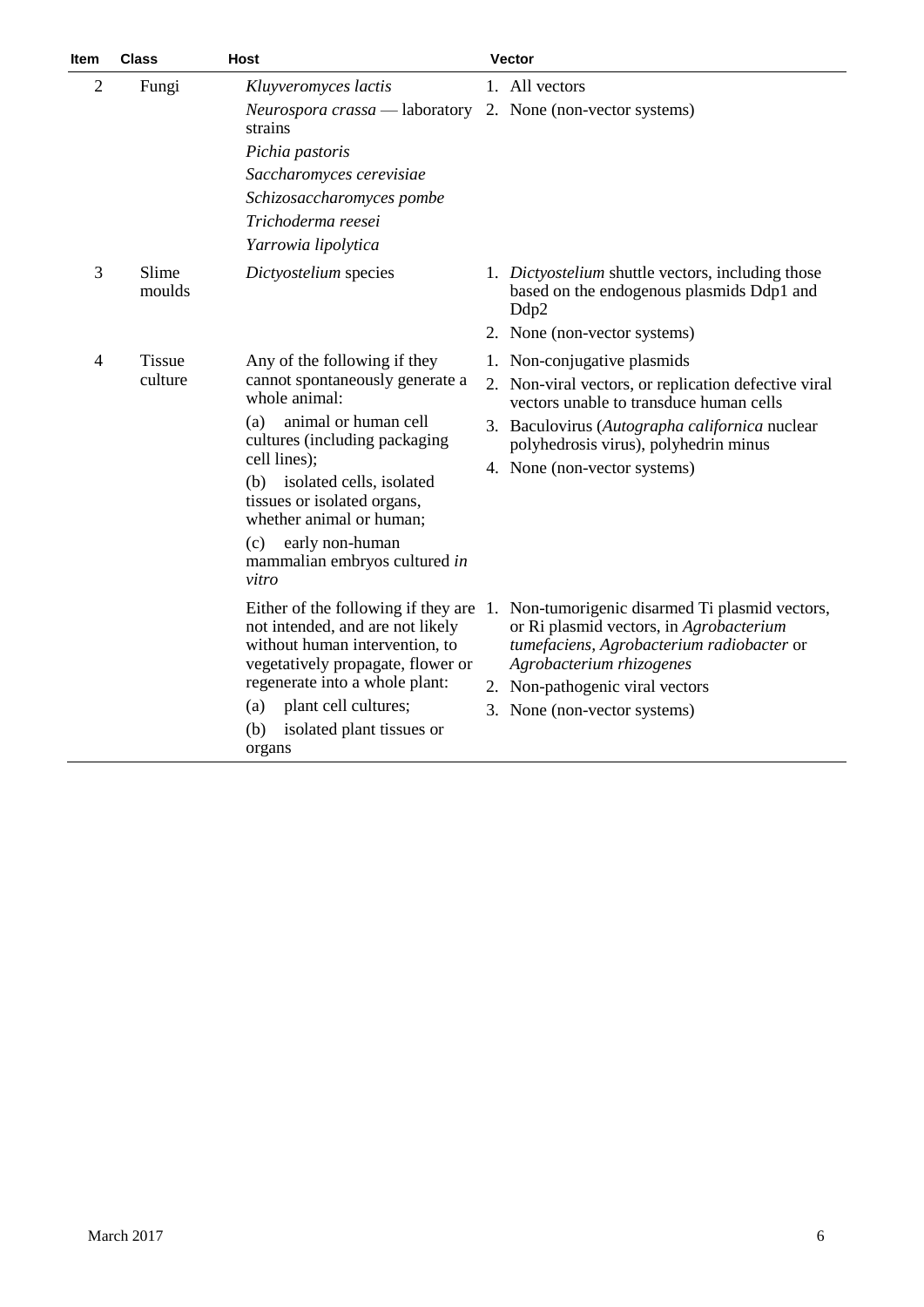| Item | Class | Host | Vector |
|---|---|---|---|
| 2 | Fungi | *Kluyveromyces lactis*<br>*Neurospora crassa* — laboratory strains<br>*Pichia pastoris*<br>*Saccharomyces cerevisiae*<br>*Schizosaccharomyces pombe*<br>*Trichoderma reesei*<br>*Yarrowia lipolytica* | 1. All vectors<br>2. None (non-vector systems) |
| 3 | Slime moulds | *Dictyostelium* species | 1. *Dictyostelium* shuttle vectors, including those based on the endogenous plasmids Ddp1 and Ddp2<br>2. None (non-vector systems) |
| 4 | Tissue culture | Any of the following if they cannot spontaneously generate a whole animal:<br>(a) animal or human cell cultures (including packaging cell lines);<br>(b) isolated cells, isolated tissues or isolated organs, whether animal or human;<br>(c) early non-human mammalian embryos cultured *in vitro* | 1. Non-conjugative plasmids<br>2. Non-viral vectors, or replication defective viral vectors unable to transduce human cells<br>3. Baculovirus (*Autographa californica* nuclear polyhedrosis virus), polyhedrin minus<br>4. None (non-vector systems) |
| | | Either of the following if they are not intended, and are not likely without human intervention, to vegetatively propagate, flower or regenerate into a whole plant:<br>(a) plant cell cultures;<br>(b) isolated plant tissues or organs | 1. Non-tumorigenic disarmed Ti plasmid vectors, or Ri plasmid vectors, in *Agrobacterium tumefaciens, Agrobacterium radiobacter* or *Agrobacterium rhizogenes*<br>2. Non-pathogenic viral vectors<br>3. None (non-vector systems) |

March 2017